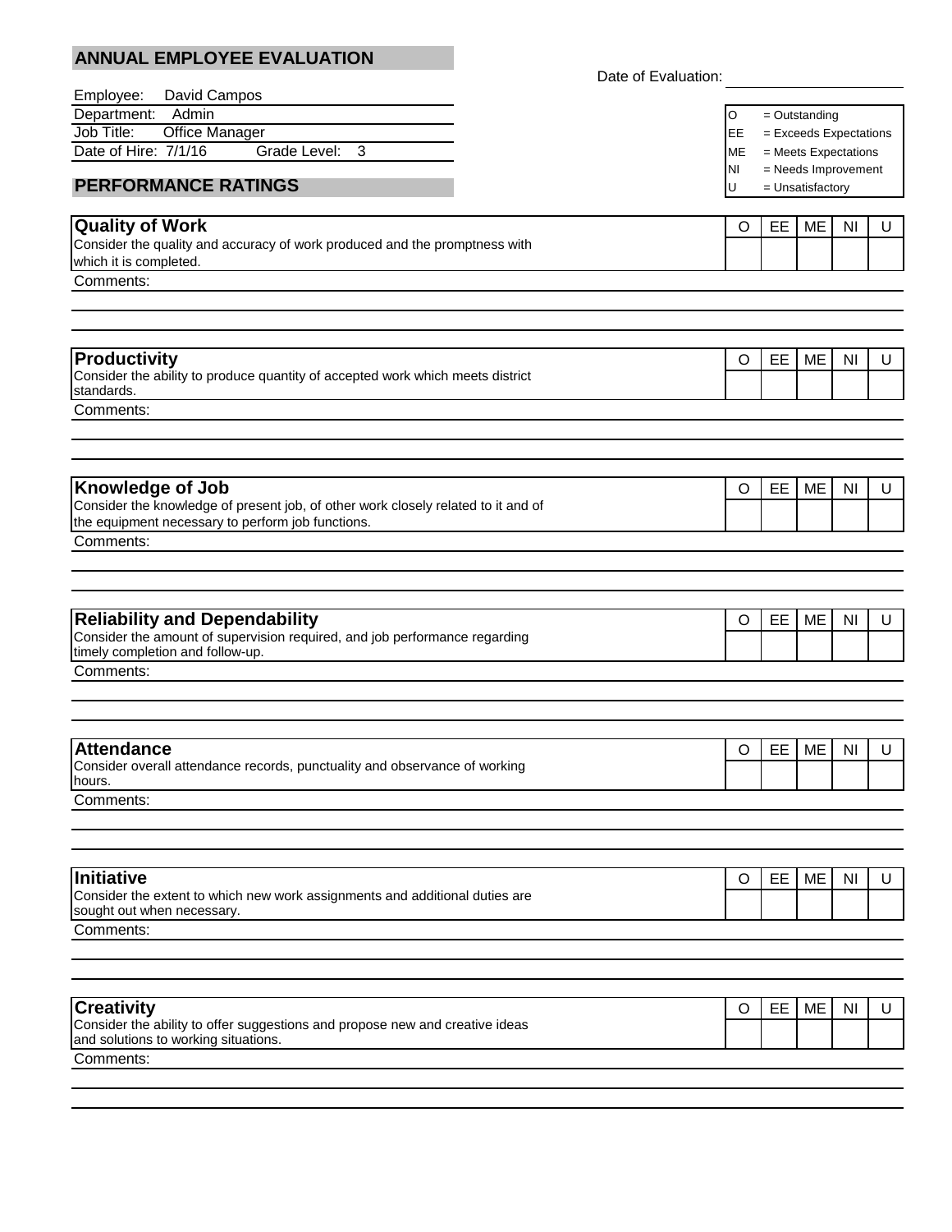# ANNUAL EMPLOYEE EVALUATION

Date of Evaluation: ____________________

Employee: David Campos
Department: Admin
Job Title: Office Manager
Date of Hire: 7/1/16 Grade Level: 3

| | |
|---|---|
| O | = Outstanding |
| EE | = Exceeds Expectations |
| ME | = Meets Expectations |
| NI | = Needs Improvement |
| U | = Unsatisfactory |

## PERFORMANCE RATINGS

| **Quality of Work** | O | EE | ME | NI | U |
|---|---|---|---|---|---|
| Consider the quality and accuracy of work produced and the promptness with which it is completed. | | | | | |

Comments:

| **Productivity** | O | EE | ME | NI | U |
|---|---|---|---|---|---|
| Consider the ability to produce quantity of accepted work which meets district standards. | | | | | |

Comments:

| **Knowledge of Job** | O | EE | ME | NI | U |
|---|---|---|---|---|---|
| Consider the knowledge of present job, of other work closely related to it and of the equipment necessary to perform job functions. | | | | | |

Comments:

| **Reliability and Dependability** | O | EE | ME | NI | U |
|---|---|---|---|---|---|
| Consider the amount of supervision required, and job performance regarding timely completion and follow-up. | | | | | |

Comments:

| **Attendance** | O | EE | ME | NI | U |
|---|---|---|---|---|---|
| Consider overall attendance records, punctuality and observance of working hours. | | | | | |

Comments:

| **Initiative** | O | EE | ME | NI | U |
|---|---|---|---|---|---|
| Consider the extent to which new work assignments and additional duties are sought out when necessary. | | | | | |

Comments:

| **Creativity** | O | EE | ME | NI | U |
|---|---|---|---|---|---|
| Consider the ability to offer suggestions and propose new and creative ideas and solutions to working situations. | | | | | |

Comments: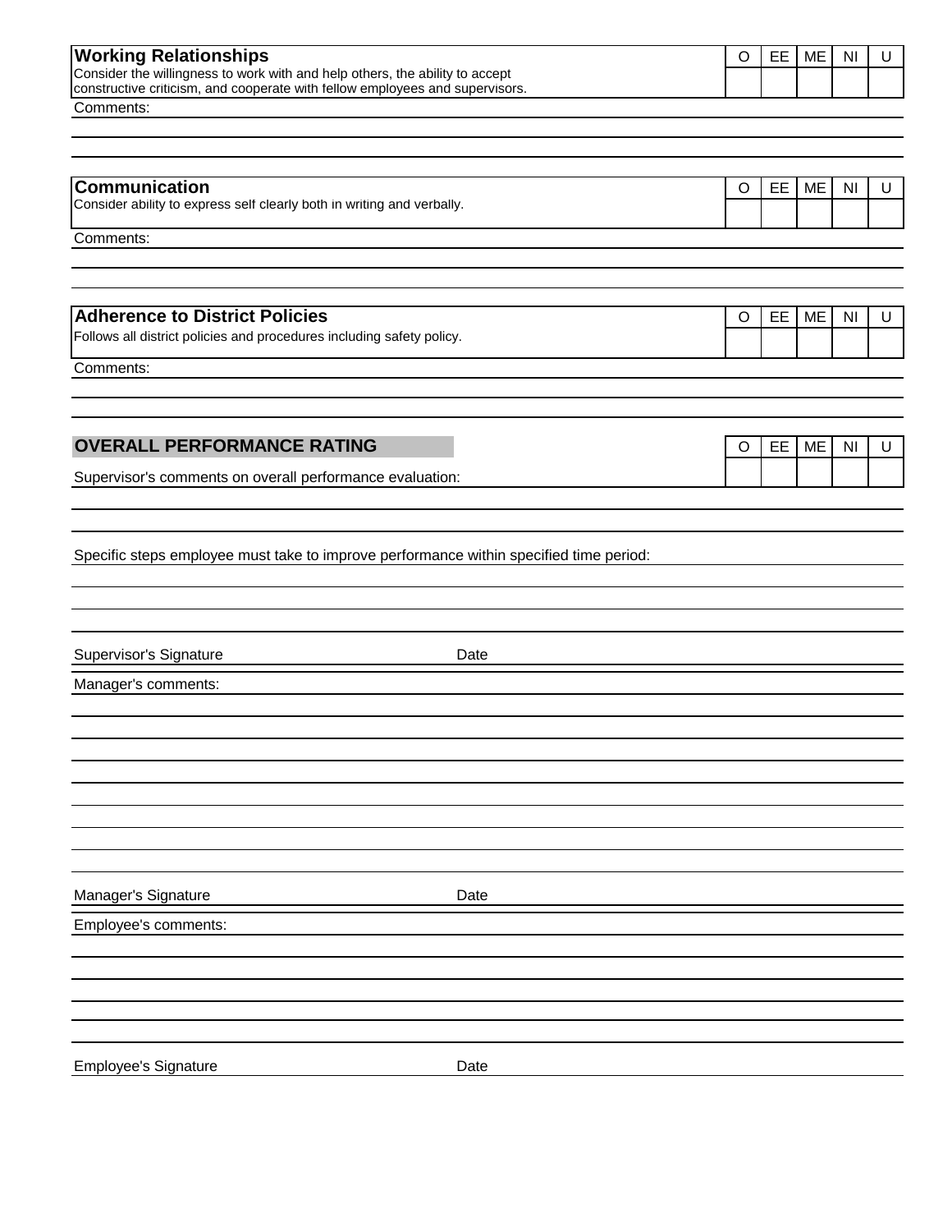| **Working Relationships** | O | EE | ME | NI | U |
|---|---|---|---|---|---|
| Consider the willingness to work with and help others, the ability to accept constructive criticism, and cooperate with fellow employees and supervisors. | | | | | |

Comments:

| **Communication** | O | EE | ME | NI | U |
|---|---|---|---|---|---|
| Consider ability to express self clearly both in writing and verbally. | | | | | |

Comments:

| **Adherence to District Policies** | O | EE | ME | NI | U |
|---|---|---|---|---|---|
| Follows all district policies and procedures including safety policy. | | | | | |

Comments:

| **OVERALL PERFORMANCE RATING** | O | EE | ME | NI | U |
|---|---|---|---|---|---|
| Supervisor's comments on overall performance evaluation: | | | | | |

Specific steps employee must take to improve performance within specified time period:

Supervisor's Signature　　　　　　　　　　Date

Manager's comments:

Manager's Signature　　　　　　　　　　Date

Employee's comments:

Employee's Signature　　　　　　　　　　Date